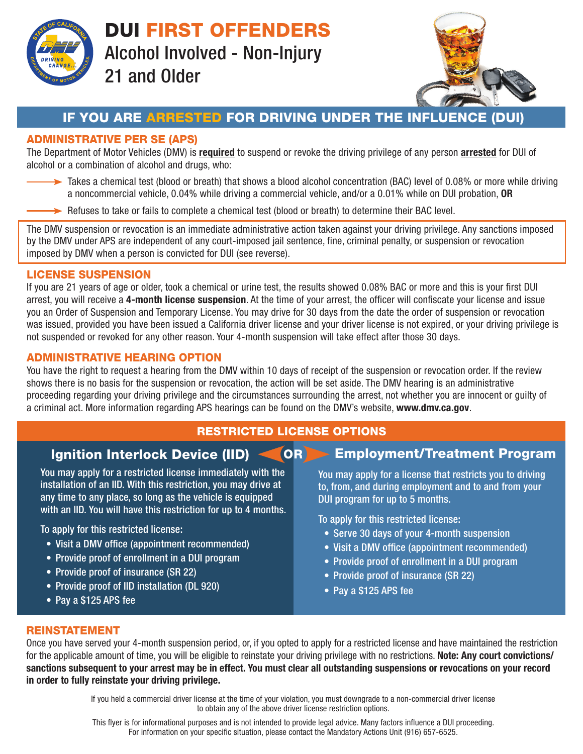# DUI FIRST OFFENDERS

## Alcohol Involved - Non-Injury
## 21 and Older

## IF YOU ARE ARRESTED FOR DRIVING UNDER THE INFLUENCE (DUI)

### ADMINISTRATIVE PER SE (APS)

The Department of Motor Vehicles (DMV) is **required** to suspend or revoke the driving privilege of any person **arrested** for DUI of alcohol or a combination of alcohol and drugs, who:

- Takes a chemical test (blood or breath) that shows a blood alcohol concentration (BAC) level of 0.08% or more while driving a noncommercial vehicle, 0.04% while driving a commercial vehicle, and/or a 0.01% while on DUI probation, **OR**
- Refuses to take or fails to complete a chemical test (blood or breath) to determine their BAC level.

The DMV suspension or revocation is an immediate administrative action taken against your driving privilege. Any sanctions imposed by the DMV under APS are independent of any court-imposed jail sentence, fine, criminal penalty, or suspension or revocation imposed by DMV when a person is convicted for DUI (see reverse).

### LICENSE SUSPENSION

If you are 21 years of age or older, took a chemical or urine test, the results showed 0.08% BAC or more and this is your first DUI arrest, you will receive a **4-month license suspension**. At the time of your arrest, the officer will confiscate your license and issue you an Order of Suspension and Temporary License. You may drive for 30 days from the date the order of suspension or revocation was issued, provided you have been issued a California driver license and your driver license is not expired, or your driving privilege is not suspended or revoked for any other reason. Your 4-month suspension will take effect after those 30 days.

### ADMINISTRATIVE HEARING OPTION

You have the right to request a hearing from the DMV within 10 days of receipt of the suspension or revocation order. If the review shows there is no basis for the suspension or revocation, the action will be set aside. The DMV hearing is an administrative proceeding regarding your driving privilege and the circumstances surrounding the arrest, not whether you are innocent or guilty of a criminal act. More information regarding APS hearings can be found on the DMV's website, **www.dmv.ca.gov**.

## RESTRICTED LICENSE OPTIONS

### Ignition Interlock Device (IID) OR

You may apply for a restricted license immediately with the installation of an IID. With this restriction, you may drive at any time to any place, so long as the vehicle is equipped with an IID. You will have this restriction for up to 4 months.

To apply for this restricted license:

- Visit a DMV office (appointment recommended)
- Provide proof of enrollment in a DUI program
- Provide proof of insurance (SR 22)
- Provide proof of IID installation (DL 920)
- Pay a $125 APS fee

### Employment/Treatment Program

You may apply for a license that restricts you to driving to, from, and during employment and to and from your DUI program for up to 5 months.

To apply for this restricted license:

- Serve 30 days of your 4-month suspension
- Visit a DMV office (appointment recommended)
- Provide proof of enrollment in a DUI program
- Provide proof of insurance (SR 22)
- Pay a $125 APS fee

### REINSTATEMENT

Once you have served your 4-month suspension period, or, if you opted to apply for a restricted license and have maintained the restriction for the applicable amount of time, you will be eligible to reinstate your driving privilege with no restrictions. **Note: Any court convictions/ sanctions subsequent to your arrest may be in effect. You must clear all outstanding suspensions or revocations on your record in order to fully reinstate your driving privilege.**

If you held a commercial driver license at the time of your violation, you must downgrade to a non-commercial driver license to obtain any of the above driver license restriction options.

This flyer is for informational purposes and is not intended to provide legal advice. Many factors influence a DUI proceeding. For information on your specific situation, please contact the Mandatory Actions Unit (916) 657-6525.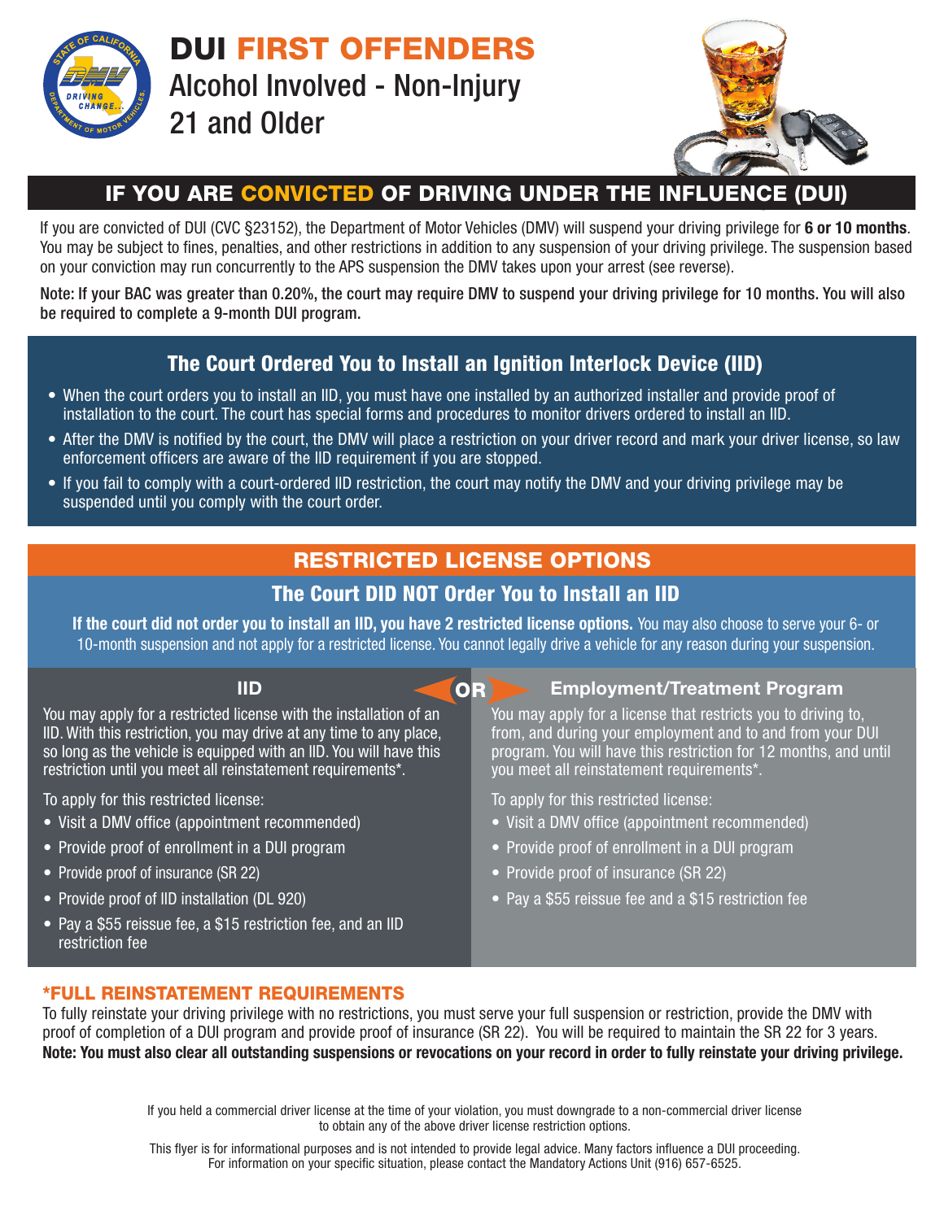# DUI FIRST OFFENDERS

Alcohol Involved - Non-Injury
21 and Older

## IF YOU ARE CONVICTED OF DRIVING UNDER THE INFLUENCE (DUI)

If you are convicted of DUI (CVC §23152), the Department of Motor Vehicles (DMV) will suspend your driving privilege for **6 or 10 months**. You may be subject to fines, penalties, and other restrictions in addition to any suspension of your driving privilege. The suspension based on your conviction may run concurrently to the APS suspension the DMV takes upon your arrest (see reverse).

Note: If your BAC was greater than 0.20%, the court may require DMV to suspend your driving privilege for 10 months. You will also be required to complete a 9-month DUI program.

### The Court Ordered You to Install an Ignition Interlock Device (IID)

- When the court orders you to install an IID, you must have one installed by an authorized installer and provide proof of installation to the court. The court has special forms and procedures to monitor drivers ordered to install an IID.
- After the DMV is notified by the court, the DMV will place a restriction on your driver record and mark your driver license, so law enforcement officers are aware of the IID requirement if you are stopped.
- If you fail to comply with a court-ordered IID restriction, the court may notify the DMV and your driving privilege may be suspended until you comply with the court order.

## RESTRICTED LICENSE OPTIONS

### The Court DID NOT Order You to Install an IID

**If the court did not order you to install an IID, you have 2 restricted license options.** You may also choose to serve your 6- or 10-month suspension and not apply for a restricted license. You cannot legally drive a vehicle for any reason during your suspension.

#### IID

You may apply for a restricted license with the installation of an IID. With this restriction, you may drive at any time to any place, so long as the vehicle is equipped with an IID. You will have this restriction until you meet all reinstatement requirements*.

To apply for this restricted license:

- Visit a DMV office (appointment recommended)
- Provide proof of enrollment in a DUI program
- Provide proof of insurance (SR 22)
- Provide proof of IID installation (DL 920)
- Pay a $55 reissue fee, a $15 restriction fee, and an IID restriction fee

**OR**

#### Employment/Treatment Program

You may apply for a license that restricts you to driving to, from, and during your employment and to and from your DUI program. You will have this restriction for 12 months, and until you meet all reinstatement requirements*.

To apply for this restricted license:

- Visit a DMV office (appointment recommended)
- Provide proof of enrollment in a DUI program
- Provide proof of insurance (SR 22)
- Pay a $55 reissue fee and a $15 restriction fee

### *FULL REINSTATEMENT REQUIREMENTS

To fully reinstate your driving privilege with no restrictions, you must serve your full suspension or restriction, provide the DMV with proof of completion of a DUI program and provide proof of insurance (SR 22). You will be required to maintain the SR 22 for 3 years. **Note: You must also clear all outstanding suspensions or revocations on your record in order to fully reinstate your driving privilege.**

If you held a commercial driver license at the time of your violation, you must downgrade to a non-commercial driver license to obtain any of the above driver license restriction options.

This flyer is for informational purposes and is not intended to provide legal advice. Many factors influence a DUI proceeding. For information on your specific situation, please contact the Mandatory Actions Unit (916) 657-6525.